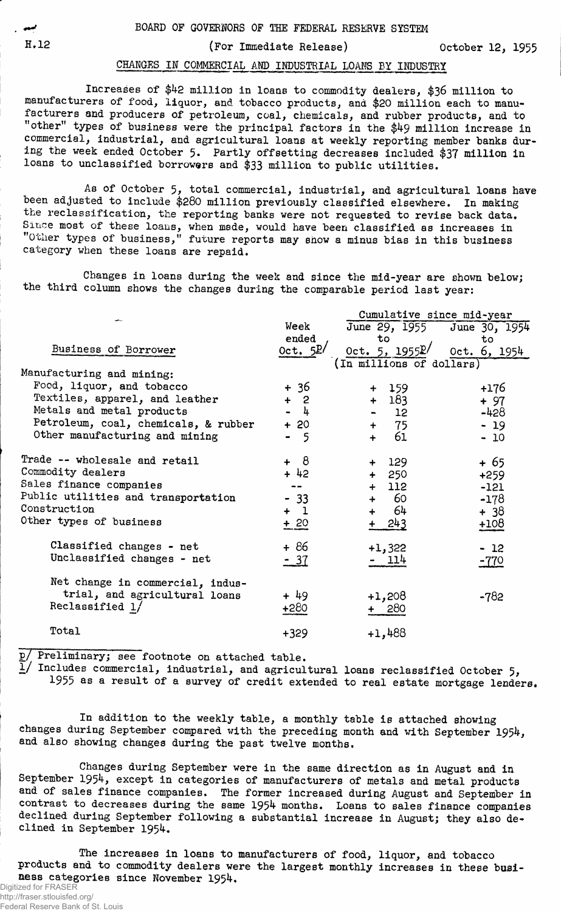BOARD OF GOVERNORS OF THE FEDERAL RESERVE SYSTEM

H.12 (For Immediate Release) October 12, 1955

## CHANGES IN COMMERCIAL AND INDUSTRIAL LOANS BY INDUSTRY

Increases of $42 million in loans to commodity dealers, $36 million to manufacturers of food, liquor, and tobacco products, and $20 million each to manufacturers and producers of petroleum, coal, chemicals, and rubber products, and to "other" types of business were the principal factors in the $49 million increase in commercial, industrial, and agricultural loans at weekly reporting member banks during the week ended October 5. Partly offsetting decreases included $37 million in loans to unclassified borrowers and $33 million to public utilities.

As of October 5, total commercial, industrial, and agricultural loans have been adjusted to include $280 million previously classified elsewhere. In making the reclassification, the reporting banks were not requested to revise back data. Since most of these loans, when made, would have been classified as increases in "Other types of business," future reports may show a minus bias in this business category when these loans are repaid.

Changes in loans during the week and since the mid-year are shown below; the third column shows the changes during the comparable period last year:

| Business of Borrower | Week ended Oct. 5p/ | Cumulative since mid-year: June 29, 1955 to Oct. 5, 1955p/ | Cumulative since mid-year: June 30, 1954 to Oct. 6, 1954 |
|---|---|---|---|
| | (In millions of dollars) | | |
| Manufacturing and mining: | | | |
| Food, liquor, and tobacco | + 36 | + 159 | +176 |
| Textiles, apparel, and leather | + 2 | + 183 | + 97 |
| Metals and metal products | - 4 | - 12 | -428 |
| Petroleum, coal, chemicals, & rubber | + 20 | + 75 | - 19 |
| Other manufacturing and mining | - 5 | + 61 | - 10 |
| Trade -- wholesale and retail | + 8 | + 129 | + 65 |
| Commodity dealers | + 42 | + 250 | +259 |
| Sales finance companies | -- | + 112 | -121 |
| Public utilities and transportation | - 33 | + 60 | -178 |
| Construction | + 1 | + 64 | + 38 |
| Other types of business | + 20 | + 243 | +108 |
| Classified changes - net | + 86 | +1,322 | - 12 |
| Unclassified changes - net | - 37 | - 114 | -770 |
| Net change in commercial, industrial, and agricultural loans | + 49 | +1,208 | -782 |
| Reclassified 1/ | +280 | + 280 | |
| Total | +329 | +1,488 | |

p/ Preliminary; see footnote on attached table.
1/ Includes commercial, industrial, and agricultural loans reclassified October 5, 1955 as a result of a survey of credit extended to real estate mortgage lenders.

In addition to the weekly table, a monthly table is attached showing changes during September compared with the preceding month and with September 1954, and also showing changes during the past twelve months.

Changes during September were in the same direction as in August and in September 1954, except in categories of manufacturers of metals and metal products and of sales finance companies. The former increased during August and September in contrast to decreases during the same 1954 months. Loans to sales finance companies declined during September following a substantial increase in August; they also declined in September 1954.

The increases in loans to manufacturers of food, liquor, and tobacco products and to commodity dealers were the largest monthly increases in these business categories since November 1954.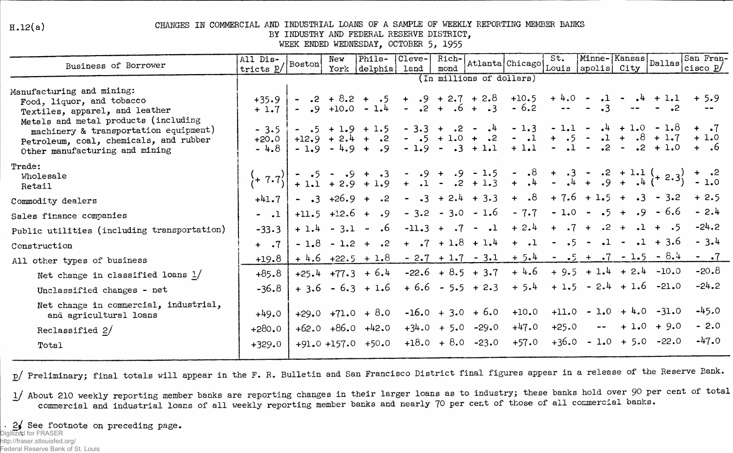H.12(a)

# CHANGES IN COMMERCIAL AND INDUSTRIAL LOANS OF A SAMPLE OF WEEKLY REPORTING MEMBER BANKS BY INDUSTRY AND FEDERAL RESERVE DISTRICT, WEEK ENDED WEDNESDAY, OCTOBER 5, 1955

| Business of Borrower | All Districts p/ | Boston | New York | Philadelphia | Cleveland | Richmond | Atlanta | Chicago | St. Louis | Minneapolis | Kansas City | Dallas | San Francisco p/ |
|---|---|---|---|---|---|---|---|---|---|---|---|---|---|
| | (In millions of dollars) | | | | | | | | | | | | |
| Manufacturing and mining: | | | | | | | | | | | | | |
| Food, liquor, and tobacco | +35.9 | - .2 | + 8.2 | + .5 | + .9 | + 2.7 | + 2.8 | +10.5 | + 4.0 | - .1 | - .4 | + 1.1 | + 5.9 |
| Textiles, apparel, and leather | + 1.7 | - .9 | +10.0 | - 1.4 | - .2 | + .6 | + .3 | - 6.2 | -- | - .3 | -- | - .2 | -- |
| Metals and metal products (including machinery & transportation equipment) | - 3.5 | - .5 | + 1.9 | + 1.5 | - 3.3 | + .2 | - .4 | - 1.3 | - 1.1 | - .4 | + 1.0 | - 1.8 | + .7 |
| Petroleum, coal, chemicals, and rubber | +20.0 | +12.9 | + 2.4 | + .2 | - .5 | + 1.0 | + .2 | - .1 | + .5 | - .1 | + .8 | + 1.7 | + 1.0 |
| Other manufacturing and mining | - 4.8 | - 1.9 | - 4.9 | + .9 | - 1.9 | - .3 | + 1.1 | + 1.1 | - .1 | - .2 | - .2 | + 1.0 | + .6 |
| Trade: | | | | | | | | | | | | | |
| Wholesale | (+ 7.7) | - .5 | - .9 | + .3 | - .9 | + .9 | - 1.5 | - .8 | + .3 | - .2 | + 1.1 | (+ 2.3) | + .2 |
| Retail | | + 1.1 | + 2.9 | + 1.9 | + .1 | - .2 | + 1.3 | + .4 | - .4 | + .9 | + .4 | | - 1.0 |
| Commodity dealers | +41.7 | - .3 | +26.9 | + .2 | - .3 | + 2.4 | + 3.3 | + .8 | + 7.6 | + 1.5 | + .3 | - 3.2 | + 2.5 |
| Sales finance companies | - .1 | +11.5 | +12.6 | + .9 | - 3.2 | - 3.0 | - 1.6 | - 7.7 | - 1.0 | - .5 | + .9 | - 6.6 | - 2.4 |
| Public utilities (including transportation) | -33.3 | + 1.4 | - 3.1 | - .6 | -11.3 | + .7 | - .1 | + 2.4 | + .7 | + .2 | + .1 | + .5 | -24.2 |
| Construction | + .7 | - 1.8 | - 1.2 | + .2 | + .7 | + 1.8 | + 1.4 | + .1 | - .5 | - .1 | - .1 | + 3.6 | - 3.4 |
| All other types of business | +19.8 | + 4.6 | +22.5 | + 1.8 | - 2.7 | + 1.7 | - 3.1 | + 5.4 | - .5 | + .7 | - 1.5 | - 8.4 | - .7 |
| Net change in classified loans 1/ | +85.8 | +25.4 | +77.3 | + 6.4 | -22.6 | + 8.5 | + 3.7 | + 4.6 | + 9.5 | + 1.4 | + 2.4 | -10.0 | -20.8 |
| Unclassified changes - net | -36.8 | + 3.6 | - 6.3 | + 1.6 | + 6.6 | - 5.5 | + 2.3 | + 5.4 | + 1.5 | - 2.4 | + 1.6 | -21.0 | -24.2 |
| Net change in commercial, industrial, and agricultural loans | +49.0 | +29.0 | +71.0 | + 8.0 | -16.0 | + 3.0 | + 6.0 | +10.0 | +11.0 | - 1.0 | + 4.0 | -31.0 | -45.0 |
| Reclassified 2/ | +280.0 | +62.0 | +86.0 | +42.0 | +34.0 | + 5.0 | -29.0 | +47.0 | +25.0 | -- | + 1.0 | + 9.0 | - 2.0 |
| Total | +329.0 | +91.0 | +157.0 | +50.0 | +18.0 | + 8.0 | -23.0 | +57.0 | +36.0 | - 1.0 | + 5.0 | -22.0 | -47.0 |

p/ Preliminary; final totals will appear in the F. R. Bulletin and San Francisco District final figures appear in a release of the Reserve Bank.

1/ About 210 weekly reporting member banks are reporting changes in their larger loans as to industry; these banks hold over 90 per cent of total commercial and industrial loans of all weekly reporting member banks and nearly 70 per cent of those of all commercial banks.

2/ See footnote on preceding page.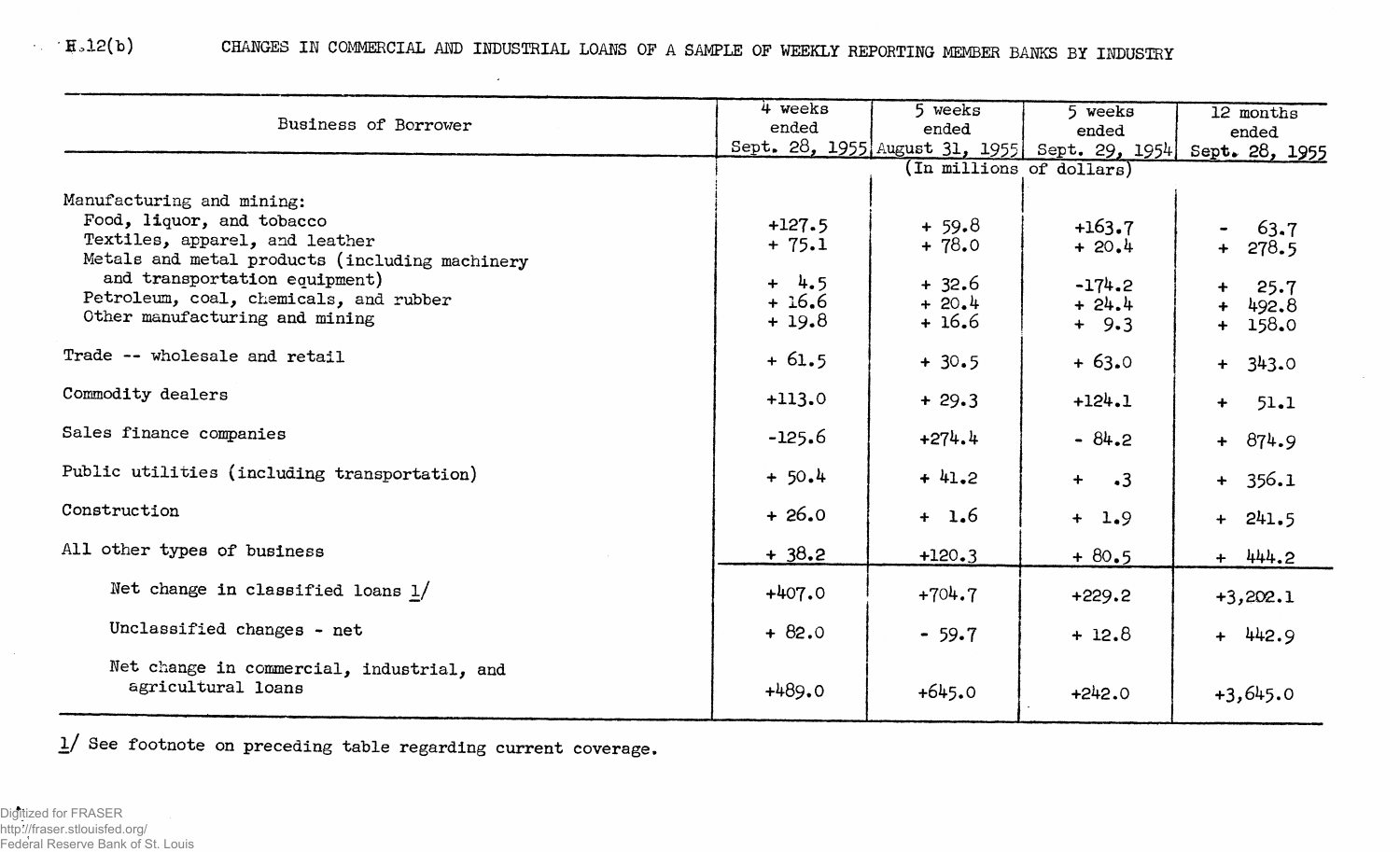H.12(b)

# CHANGES IN COMMERCIAL AND INDUSTRIAL LOANS OF A SAMPLE OF WEEKLY REPORTING MEMBER BANKS BY INDUSTRY

| Business of Borrower | 4 weeks ended Sept. 28, 1955 | 5 weeks ended August 31, 1955 | 5 weeks ended Sept. 29, 1954 | 12 months ended Sept. 28, 1955 |
|---|---|---|---|---|
| | (In millions of dollars) | | | |
| Manufacturing and mining: | | | | |
| Food, liquor, and tobacco | +127.5 | + 59.8 | +163.7 | - 63.7 |
| Textiles, apparel, and leather | + 75.1 | + 78.0 | + 20.4 | + 278.5 |
| Metals and metal products (including machinery and transportation equipment) | + 4.5 | + 32.6 | -174.2 | + 25.7 |
| Petroleum, coal, chemicals, and rubber | + 16.6 | + 20.4 | + 24.4 | + 492.8 |
| Other manufacturing and mining | + 19.8 | + 16.6 | + 9.3 | + 158.0 |
| Trade -- wholesale and retail | + 61.5 | + 30.5 | + 63.0 | + 343.0 |
| Commodity dealers | +113.0 | + 29.3 | +124.1 | + 51.1 |
| Sales finance companies | -125.6 | +274.4 | - 84.2 | + 874.9 |
| Public utilities (including transportation) | + 50.4 | + 41.2 | + .3 | + 356.1 |
| Construction | + 26.0 | + 1.6 | + 1.9 | + 241.5 |
| All other types of business | + 38.2 | +120.3 | + 80.5 | + 444.2 |
| Net change in classified loans 1/ | +407.0 | +704.7 | +229.2 | +3,202.1 |
| Unclassified changes - net | + 82.0 | - 59.7 | + 12.8 | + 442.9 |
| Net change in commercial, industrial, and agricultural loans | +489.0 | +645.0 | +242.0 | +3,645.0 |

1/ See footnote on preceding table regarding current coverage.